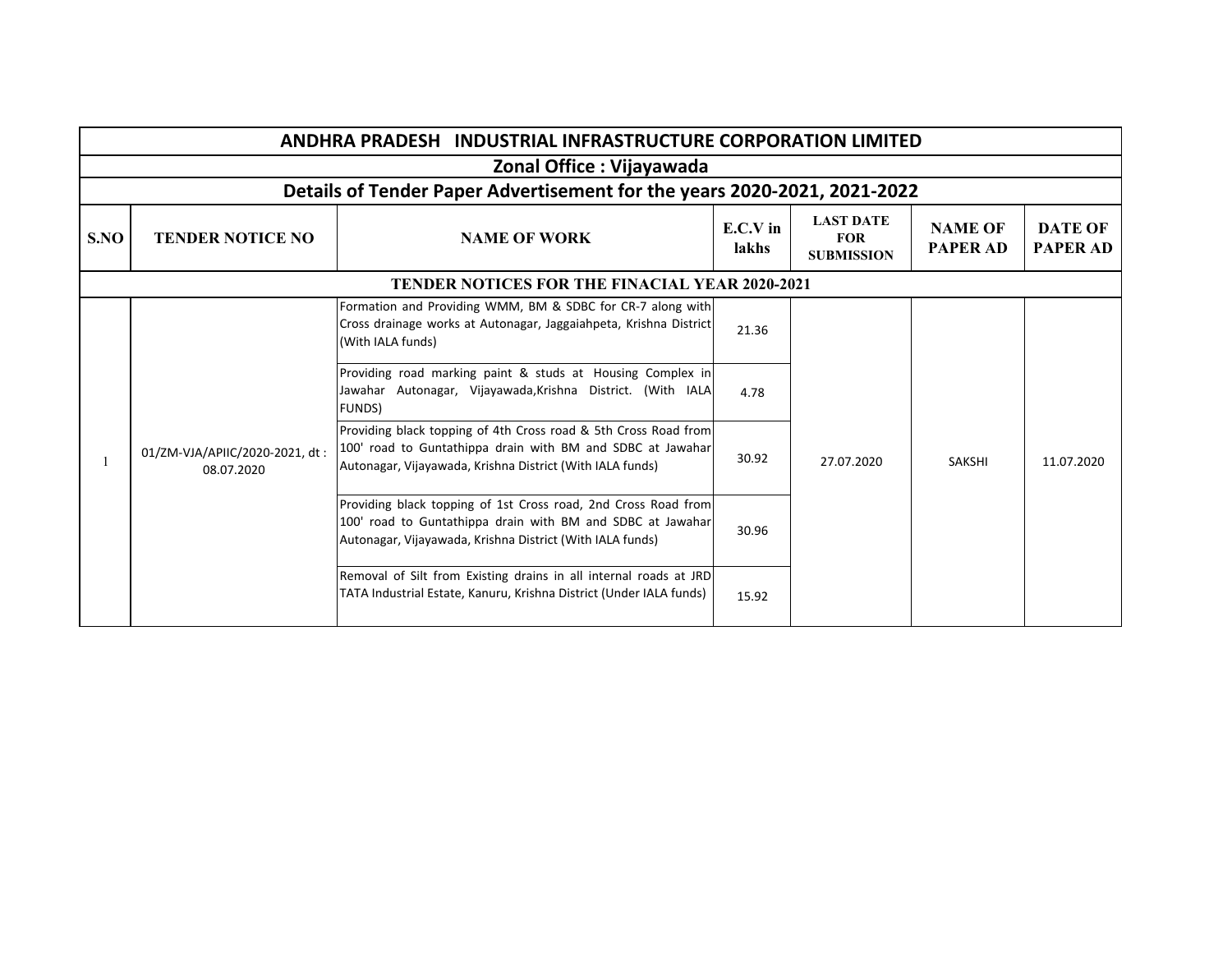# ANDHRA PRADESH INDUSTRIAL INFRASTRUCTURE CORPORATION LIMITED

## Zonal Office : Vijayawada

## Details of Tender Paper Advertisement for the years 2020-2021, 2021-2022

| S.NO | TENDER NOTICE NO | NAME OF WORK | E.C.V in lakhs | LAST DATE FOR SUBMISSION | NAME OF PAPER AD | DATE OF PAPER AD |
|---|---|---|---|---|---|---|
| **TENDER NOTICES FOR THE FINACIAL YEAR 2020-2021** | | | | | | |
| 1 | 01/ZM-VJA/APIIC/2020-2021, dt : 08.07.2020 | Formation and Providing WMM, BM & SDBC for CR-7 along with Cross drainage works at Autonagar, Jaggaiahpeta, Krishna District (With IALA funds) | 21.36 | 27.07.2020 | SAKSHI | 11.07.2020 |
| | | Providing road marking paint & studs at Housing Complex in Jawahar Autonagar, Vijayawada,Krishna District. (With IALA FUNDS) | 4.78 | | | |
| | | Providing black topping of 4th Cross road & 5th Cross Road from 100' road to Guntathippa drain with BM and SDBC at Jawahar Autonagar, Vijayawada, Krishna District (With IALA funds) | 30.92 | | | |
| | | Providing black topping of 1st Cross road, 2nd Cross Road from 100' road to Guntathippa drain with BM and SDBC at Jawahar Autonagar, Vijayawada, Krishna District (With IALA funds) | 30.96 | | | |
| | | Removal of Silt from Existing drains in all internal roads at JRD TATA Industrial Estate, Kanuru, Krishna District (Under IALA funds) | 15.92 | | | |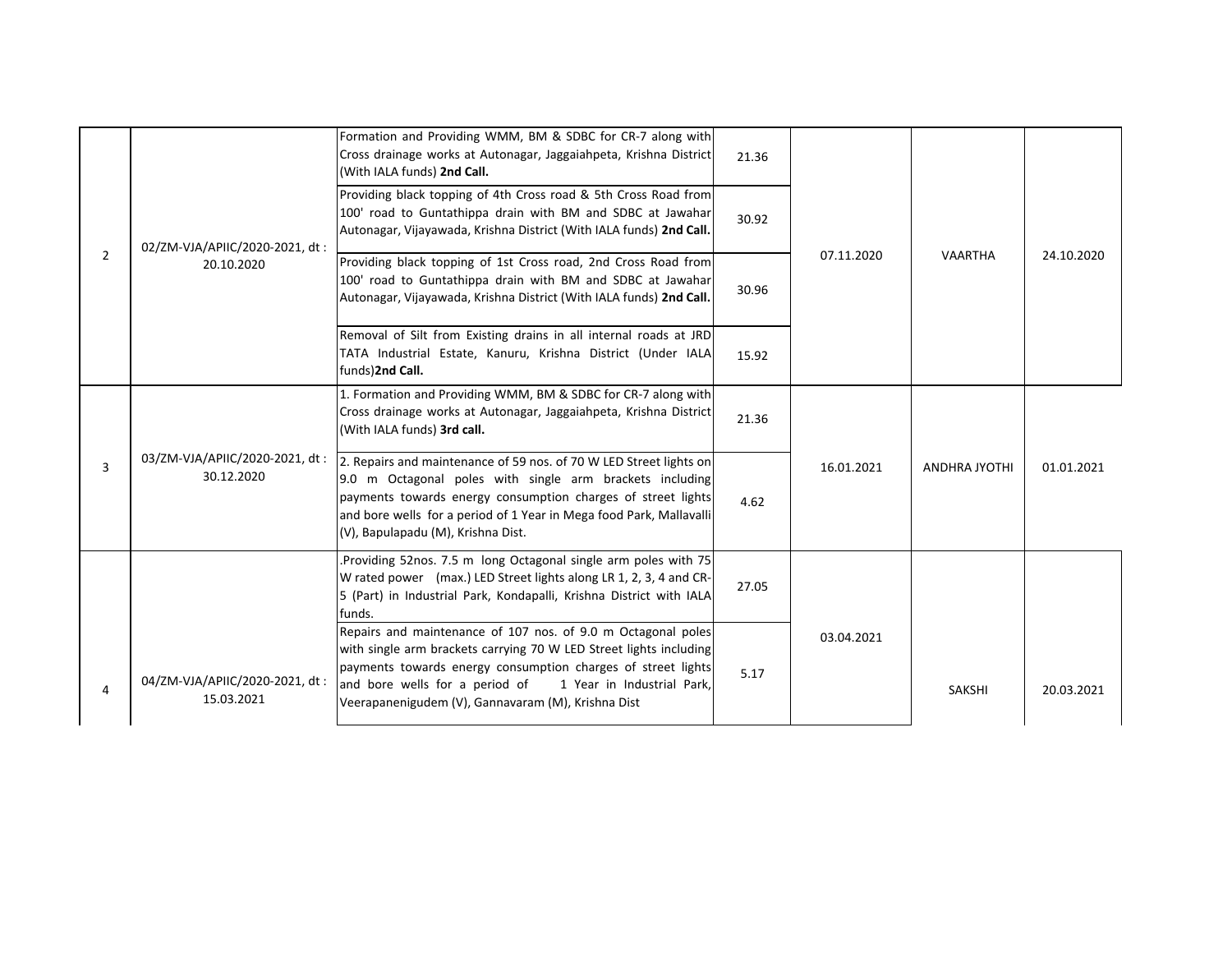| | | | | | | |
|---|---|---|---|---|---|---|
| 2 | 02/ZM-VJA/APIIC/2020-2021, dt : 20.10.2020 | Formation and Providing WMM, BM & SDBC for CR-7 along with Cross drainage works at Autonagar, Jaggaiahpeta, Krishna District (With IALA funds) **2nd Call.** | 21.36 | 07.11.2020 | VAARTHA | 24.10.2020 |
| | | Providing black topping of 4th Cross road & 5th Cross Road from 100' road to Guntathippa drain with BM and SDBC at Jawahar Autonagar, Vijayawada, Krishna District (With IALA funds) **2nd Call.** | 30.92 | | | |
| | | Providing black topping of 1st Cross road, 2nd Cross Road from 100' road to Guntathippa drain with BM and SDBC at Jawahar Autonagar, Vijayawada, Krishna District (With IALA funds) **2nd Call.** | 30.96 | | | |
| | | Removal of Silt from Existing drains in all internal roads at JRD TATA Industrial Estate, Kanuru, Krishna District (Under IALA funds)**2nd Call.** | 15.92 | | | |
| 3 | 03/ZM-VJA/APIIC/2020-2021, dt : 30.12.2020 | 1. Formation and Providing WMM, BM & SDBC for CR-7 along with Cross drainage works at Autonagar, Jaggaiahpeta, Krishna District (With IALA funds) **3rd call.** | 21.36 | 16.01.2021 | ANDHRA JYOTHI | 01.01.2021 |
| | | 2. Repairs and maintenance of 59 nos. of 70 W LED Street lights on 9.0 m Octagonal poles with single arm brackets including payments towards energy consumption charges of street lights and bore wells for a period of 1 Year in Mega food Park, Mallavalli (V), Bapulapadu (M), Krishna Dist. | 4.62 | | | |
| 4 | 04/ZM-VJA/APIIC/2020-2021, dt : 15.03.2021 | .Providing 52nos. 7.5 m long Octagonal single arm poles with 75 W rated power (max.) LED Street lights along LR 1, 2, 3, 4 and CR-5 (Part) in Industrial Park, Kondapalli, Krishna District with IALA funds. | 27.05 | 03.04.2021 | SAKSHI | 20.03.2021 |
| | | Repairs and maintenance of 107 nos. of 9.0 m Octagonal poles with single arm brackets carrying 70 W LED Street lights including payments towards energy consumption charges of street lights and bore wells for a period of 1 Year in Industrial Park, Veerapanenigudem (V), Gannavaram (M), Krishna Dist | 5.17 | | | |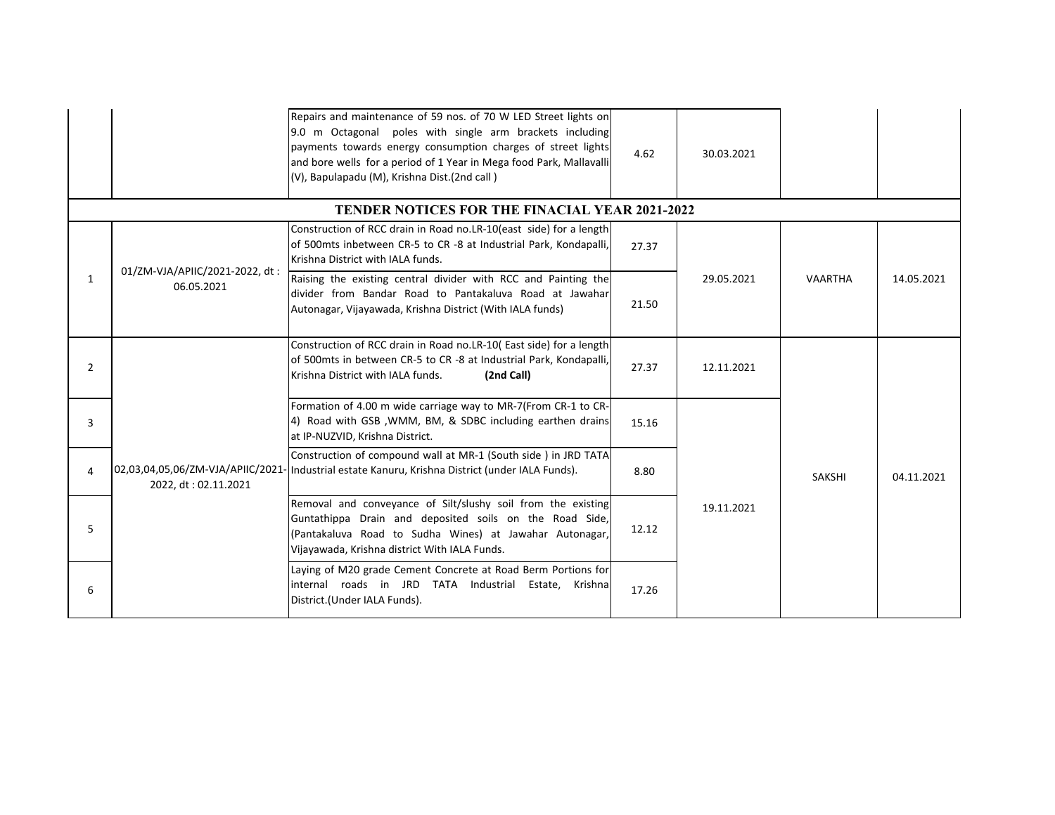| | | | | | | |
|---|---|---|---|---|---|---|
| | | Repairs and maintenance of 59 nos. of 70 W LED Street lights on 9.0 m Octagonal poles with single arm brackets including payments towards energy consumption charges of street lights and bore wells for a period of 1 Year in Mega food Park, Mallavalli (V), Bapulapadu (M), Krishna Dist.(2nd call ) | 4.62 | 30.03.2021 | | |
| **TENDER NOTICES FOR THE FINACIAL YEAR 2021-2022** | | | | | | |
| 1 | 01/ZM-VJA/APIIC/2021-2022, dt : 06.05.2021 | Construction of RCC drain in Road no.LR-10(east side) for a length of 500mts inbetween CR-5 to CR -8 at Industrial Park, Kondapalli, Krishna District with IALA funds. | 27.37 | 29.05.2021 | VAARTHA | 14.05.2021 |
| | | Raising the existing central divider with RCC and Painting the divider from Bandar Road to Pantakaluva Road at Jawahar Autonagar, Vijayawada, Krishna District (With IALA funds) | 21.50 | | | |
| 2 | 02,03,04,05,06/ZM-VJA/APIIC/2021-2022, dt : 02.11.2021 | Construction of RCC drain in Road no.LR-10( East side) for a length of 500mts in between CR-5 to CR -8 at Industrial Park, Kondapalli, Krishna District with IALA funds. **(2nd Call)** | 27.37 | 12.11.2021 | SAKSHI | 04.11.2021 |
| 3 | | Formation of 4.00 m wide carriage way to MR-7(From CR-1 to CR-4) Road with GSB ,WMM, BM, & SDBC including earthen drains at IP-NUZVID, Krishna District. | 15.16 | 19.11.2021 | | |
| 4 | | Construction of compound wall at MR-1 (South side ) in JRD TATA Industrial estate Kanuru, Krishna District (under IALA Funds). | 8.80 | | | |
| 5 | | Removal and conveyance of Silt/slushy soil from the existing Guntathippa Drain and deposited soils on the Road Side, (Pantakaluva Road to Sudha Wines) at Jawahar Autonagar, Vijayawada, Krishna district With IALA Funds. | 12.12 | | | |
| 6 | | Laying of M20 grade Cement Concrete at Road Berm Portions for internal roads in JRD TATA Industrial Estate, Krishna District.(Under IALA Funds). | 17.26 | | | |